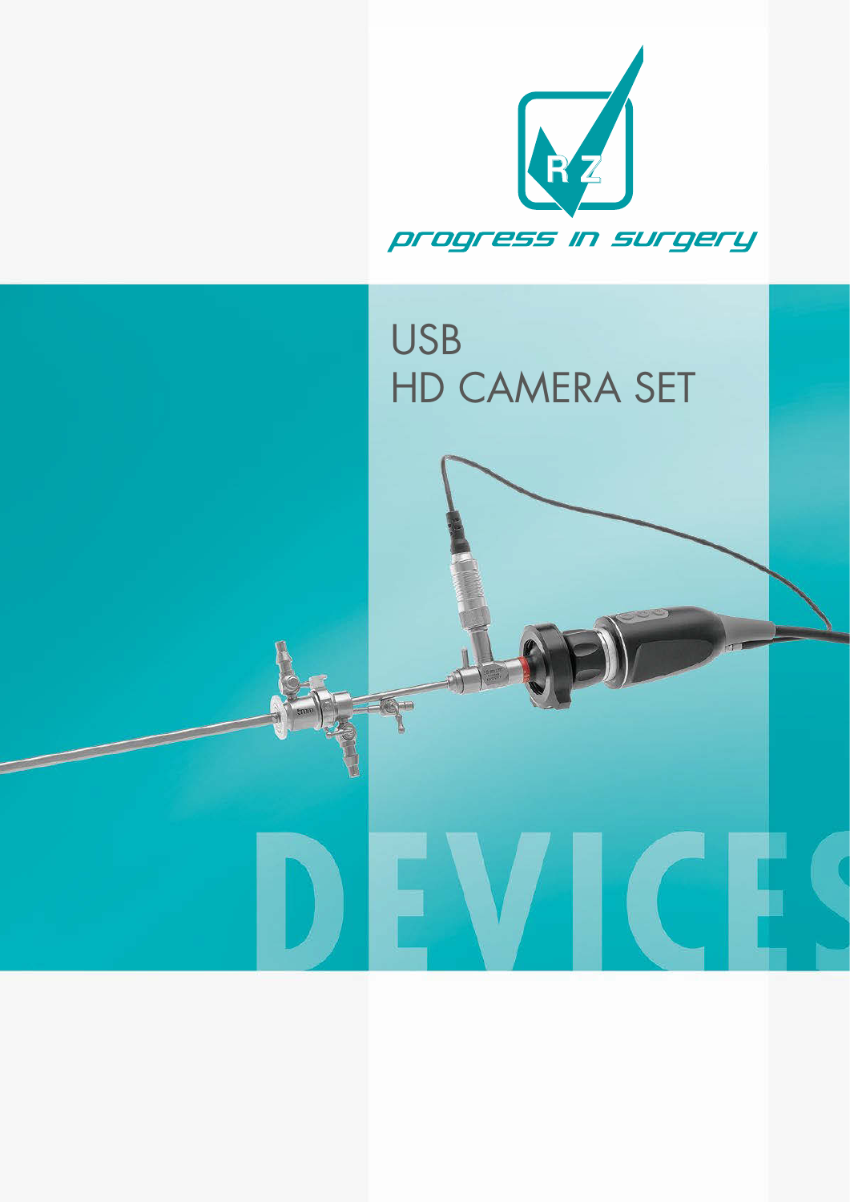R Z

*progress in surgery*

# USB
# HD CAMERA SET

DEVICES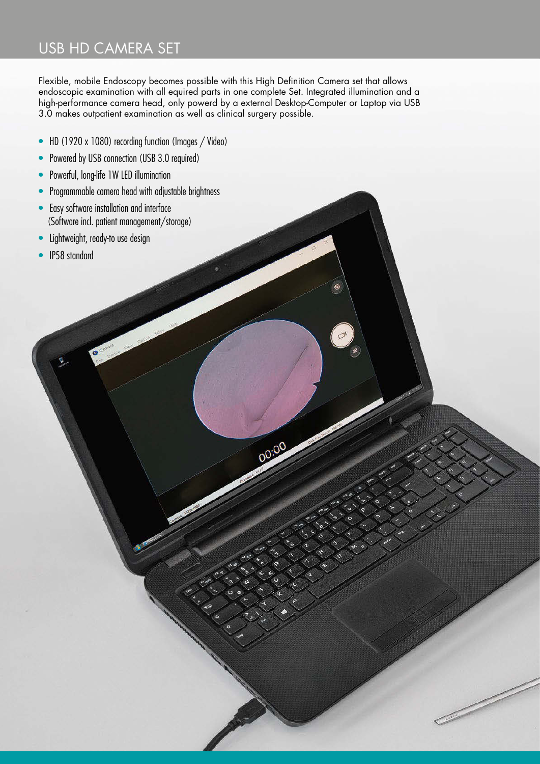# USB HD CAMERA SET

Flexible, mobile Endoscopy becomes possible with this High Definition Camera set that allows endoscopic examination with all equired parts in one complete Set. Integrated illumination and a high-performance camera head, only powerd by a external Desktop-Computer or Laptop via USB 3.0 makes outpatient examination as well as clinical surgery possible.

- HD (1920 x 1080) recording function (Images / Video)
- Powered by USB connection (USB 3.0 required)
- Powerful, long-life 1W LED illumination
- Programmable camera head with adjustable brightness
- Easy software installation and interface (Software incl. patient management/storage)
- Lightweight, ready-to use design
- IP58 standard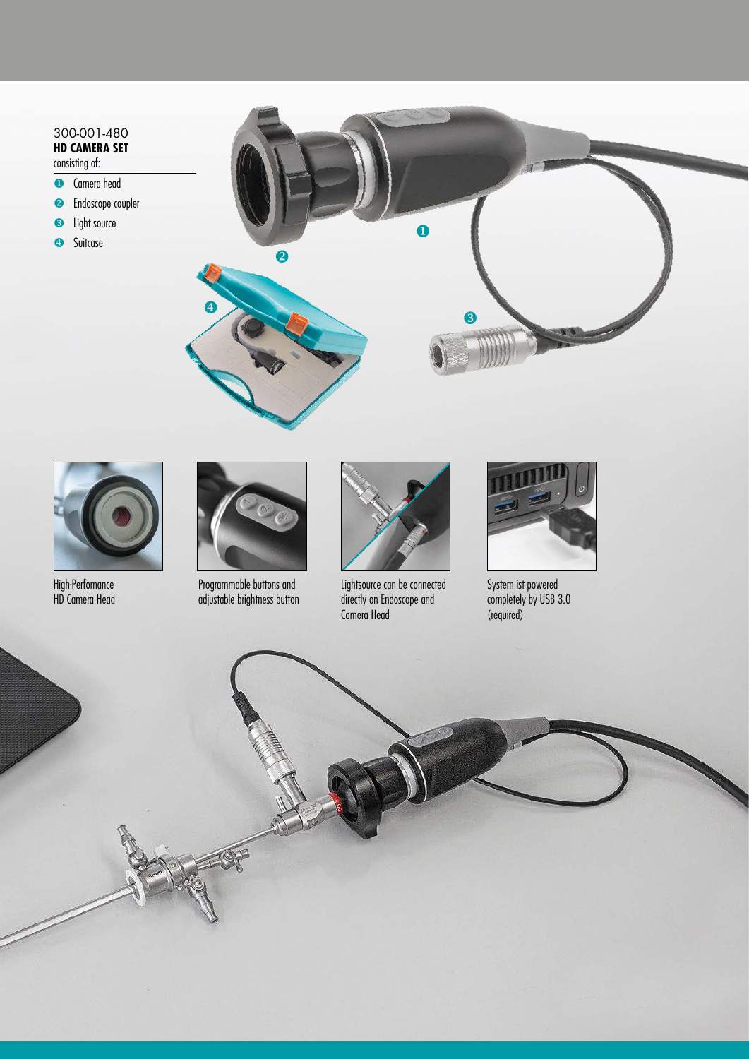300-001-480
**HD CAMERA SET**
consisting of:

1. Camera head
2. Endoscope coupler
3. Light source
4. Suitcase

High-Perfomance HD Camera Head

Programmable buttons and adjustable brightness button

Lightsource can be connected directly on Endoscope and Camera Head

System ist powered completely by USB 3.0 (required)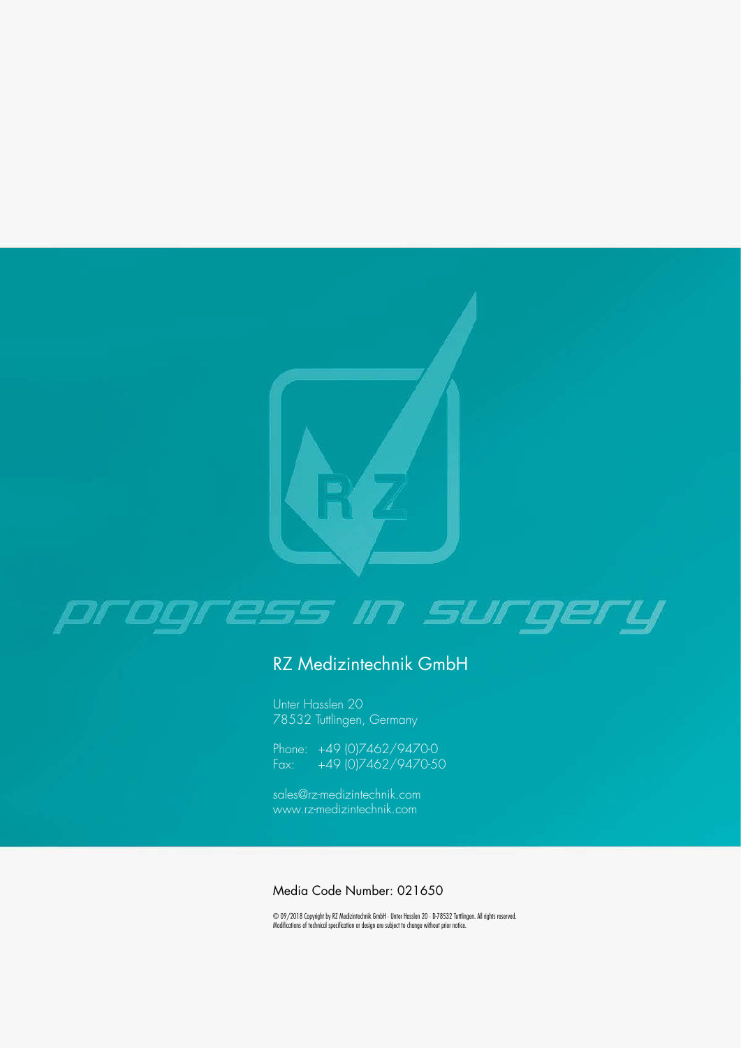progress in surgery

## RZ Medizintechnik GmbH

Unter Hasslen 20
78532 Tuttlingen, Germany

Phone: +49 (0)7462/9470-0
Fax: +49 (0)7462/9470-50

sales@rz-medizintechnik.com
www.rz-medizintechnik.com

Media Code Number: 021650

© 09/2018 Copyright by RZ Medizintechnik GmbH · Unter Hasslen 20 · D-78532 Tuttlingen. All rights reserved.
Modifications of technical specification or design are subject to change without prior notice.